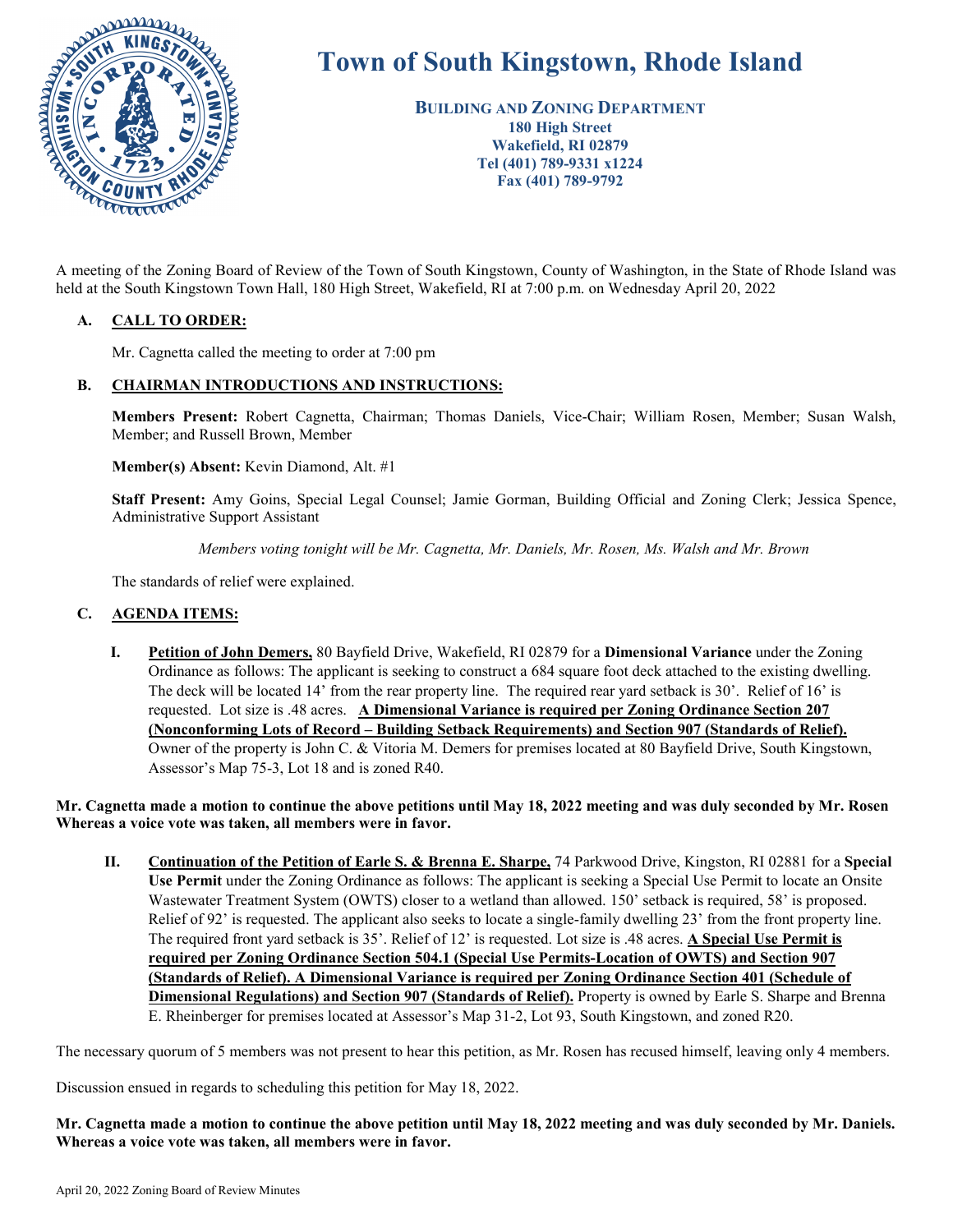# Town of South Kingstown, Rhode Island

**BUILDING AND ZONING DEPARTMENT**
**180 High Street**
**Wakefield, RI 02879**
**Tel (401) 789-9331 x1224**
**Fax (401) 789-9792**

A meeting of the Zoning Board of Review of the Town of South Kingstown, County of Washington, in the State of Rhode Island was held at the South Kingstown Town Hall, 180 High Street, Wakefield, RI at 7:00 p.m. on Wednesday April 20, 2022

**A. CALL TO ORDER:**

Mr. Cagnetta called the meeting to order at 7:00 pm

**B. CHAIRMAN INTRODUCTIONS AND INSTRUCTIONS:**

**Members Present:** Robert Cagnetta, Chairman; Thomas Daniels, Vice-Chair; William Rosen, Member; Susan Walsh, Member; and Russell Brown, Member

**Member(s) Absent:** Kevin Diamond, Alt. #1

**Staff Present:** Amy Goins, Special Legal Counsel; Jamie Gorman, Building Official and Zoning Clerk; Jessica Spence, Administrative Support Assistant

*Members voting tonight will be Mr. Cagnetta, Mr. Daniels, Mr. Rosen, Ms. Walsh and Mr. Brown*

The standards of relief were explained.

**C. AGENDA ITEMS:**

**I.** **Petition of John Demers,** 80 Bayfield Drive, Wakefield, RI 02879 for a **Dimensional Variance** under the Zoning Ordinance as follows: The applicant is seeking to construct a 684 square foot deck attached to the existing dwelling. The deck will be located 14' from the rear property line. The required rear yard setback is 30'. Relief of 16' is requested. Lot size is .48 acres. **A Dimensional Variance is required per Zoning Ordinance Section 207 (Nonconforming Lots of Record – Building Setback Requirements) and Section 907 (Standards of Relief).** Owner of the property is John C. & Vitoria M. Demers for premises located at 80 Bayfield Drive, South Kingstown, Assessor's Map 75-3, Lot 18 and is zoned R40.

**Mr. Cagnetta made a motion to continue the above petitions until May 18, 2022 meeting and was duly seconded by Mr. Rosen Whereas a voice vote was taken, all members were in favor.**

**II.** **Continuation of the Petition of Earle S. & Brenna E. Sharpe,** 74 Parkwood Drive, Kingston, RI 02881 for a **Special Use Permit** under the Zoning Ordinance as follows: The applicant is seeking a Special Use Permit to locate an Onsite Wastewater Treatment System (OWTS) closer to a wetland than allowed. 150' setback is required, 58' is proposed. Relief of 92' is requested. The applicant also seeks to locate a single-family dwelling 23' from the front property line. The required front yard setback is 35'. Relief of 12' is requested. Lot size is .48 acres. **A Special Use Permit is required per Zoning Ordinance Section 504.1 (Special Use Permits-Location of OWTS) and Section 907 (Standards of Relief). A Dimensional Variance is required per Zoning Ordinance Section 401 (Schedule of Dimensional Regulations) and Section 907 (Standards of Relief).** Property is owned by Earle S. Sharpe and Brenna E. Rheinberger for premises located at Assessor's Map 31-2, Lot 93, South Kingstown, and zoned R20.

The necessary quorum of 5 members was not present to hear this petition, as Mr. Rosen has recused himself, leaving only 4 members.

Discussion ensued in regards to scheduling this petition for May 18, 2022.

**Mr. Cagnetta made a motion to continue the above petition until May 18, 2022 meeting and was duly seconded by Mr. Daniels. Whereas a voice vote was taken, all members were in favor.**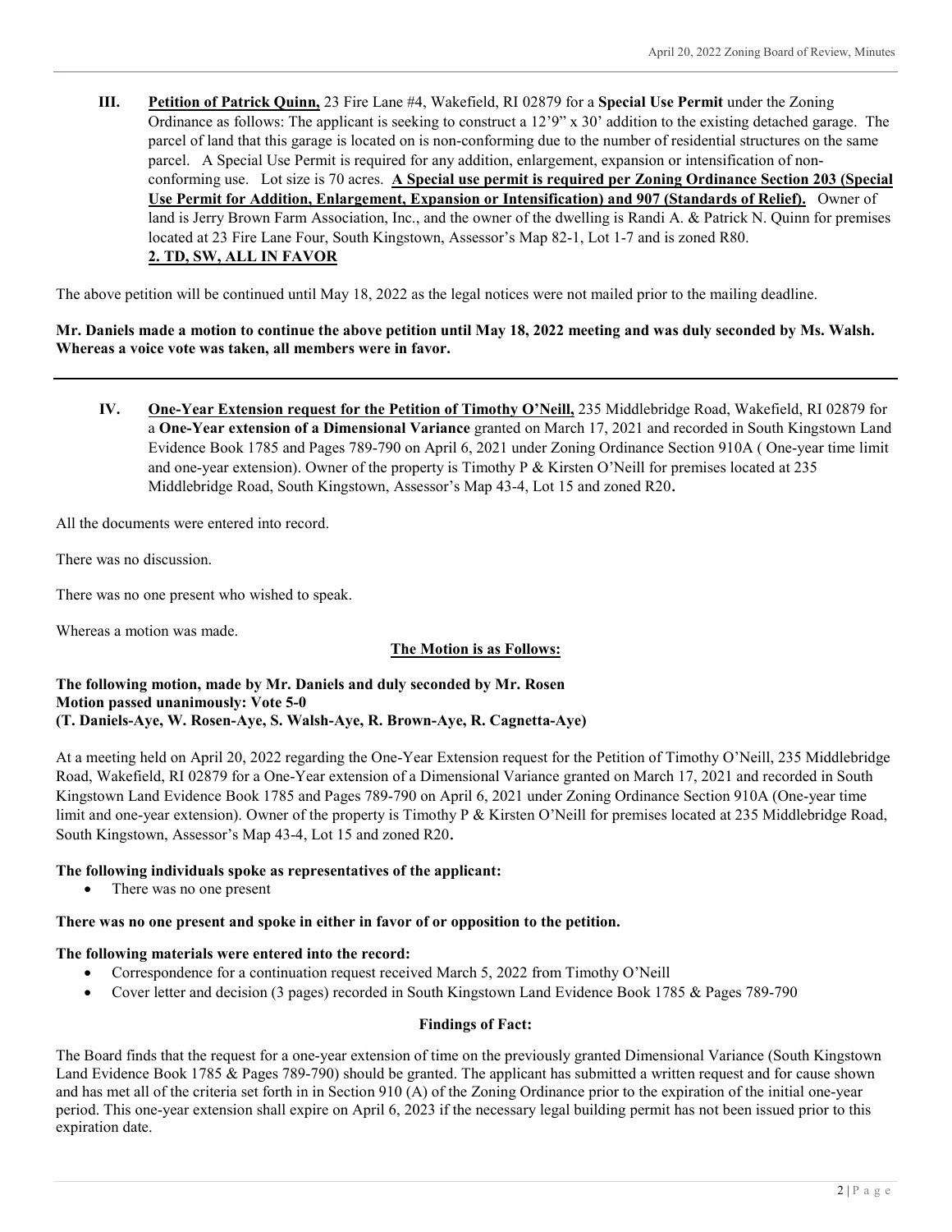**III. <u>Petition of Patrick Quinn,</u>** 23 Fire Lane #4, Wakefield, RI 02879 for a **Special Use Permit** under the Zoning Ordinance as follows: The applicant is seeking to construct a 12'9" x 30' addition to the existing detached garage. The parcel of land that this garage is located on is non-conforming due to the number of residential structures on the same parcel. A Special Use Permit is required for any addition, enlargement, expansion or intensification of non-conforming use. Lot size is 70 acres. **<u>A Special use permit is required per Zoning Ordinance Section 203 (Special Use Permit for Addition, Enlargement, Expansion or Intensification) and 907 (Standards of Relief).</u>** Owner of land is Jerry Brown Farm Association, Inc., and the owner of the dwelling is Randi A. & Patrick N. Quinn for premises located at 23 Fire Lane Four, South Kingstown, Assessor's Map 82-1, Lot 1-7 and is zoned R80.
**<u>2. TD, SW, ALL IN FAVOR</u>**

The above petition will be continued until May 18, 2022 as the legal notices were not mailed prior to the mailing deadline.

**Mr. Daniels made a motion to continue the above petition until May 18, 2022 meeting and was duly seconded by Ms. Walsh. Whereas a voice vote was taken, all members were in favor.**

---

**IV. <u>One-Year Extension request for the Petition of Timothy O'Neill,</u>** 235 Middlebridge Road, Wakefield, RI 02879 for a **One-Year extension of a Dimensional Variance** granted on March 17, 2021 and recorded in South Kingstown Land Evidence Book 1785 and Pages 789-790 on April 6, 2021 under Zoning Ordinance Section 910A ( One-year time limit and one-year extension). Owner of the property is Timothy P & Kirsten O'Neill for premises located at 235 Middlebridge Road, South Kingstown, Assessor's Map 43-4, Lot 15 and zoned R20.

All the documents were entered into record.

There was no discussion.

There was no one present who wished to speak.

Whereas a motion was made.

**<u>The Motion is as Follows:</u>**

**The following motion, made by Mr. Daniels and duly seconded by Mr. Rosen**
**Motion passed unanimously: Vote 5-0**
**(T. Daniels-Aye, W. Rosen-Aye, S. Walsh-Aye, R. Brown-Aye, R. Cagnetta-Aye)**

At a meeting held on April 20, 2022 regarding the One-Year Extension request for the Petition of Timothy O'Neill, 235 Middlebridge Road, Wakefield, RI 02879 for a One-Year extension of a Dimensional Variance granted on March 17, 2021 and recorded in South Kingstown Land Evidence Book 1785 and Pages 789-790 on April 6, 2021 under Zoning Ordinance Section 910A (One-year time limit and one-year extension). Owner of the property is Timothy P & Kirsten O'Neill for premises located at 235 Middlebridge Road, South Kingstown, Assessor's Map 43-4, Lot 15 and zoned R20.

**The following individuals spoke as representatives of the applicant:**

- There was no one present

**There was no one present and spoke in either in favor of or opposition to the petition.**

**The following materials were entered into the record:**

- Correspondence for a continuation request received March 5, 2022 from Timothy O'Neill
- Cover letter and decision (3 pages) recorded in South Kingstown Land Evidence Book 1785 & Pages 789-790

**Findings of Fact:**

The Board finds that the request for a one-year extension of time on the previously granted Dimensional Variance (South Kingstown Land Evidence Book 1785 & Pages 789-790) should be granted. The applicant has submitted a written request and for cause shown and has met all of the criteria set forth in in Section 910 (A) of the Zoning Ordinance prior to the expiration of the initial one-year period. This one-year extension shall expire on April 6, 2023 if the necessary legal building permit has not been issued prior to this expiration date.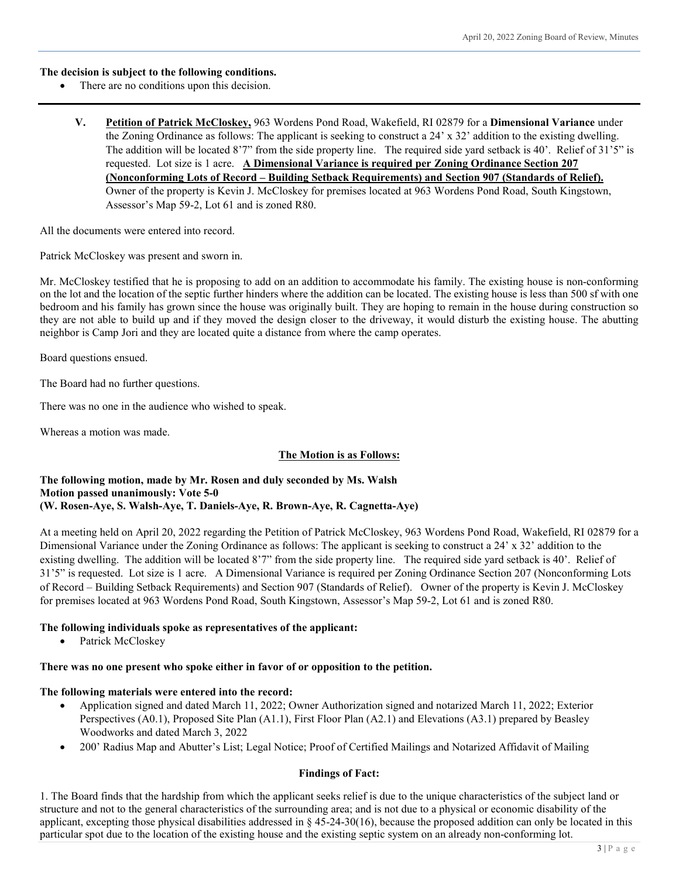**The decision is subject to the following conditions.**

- There are no conditions upon this decision.

---

**V. Petition of Patrick McCloskey,** 963 Wordens Pond Road, Wakefield, RI 02879 for a **Dimensional Variance** under the Zoning Ordinance as follows: The applicant is seeking to construct a 24' x 32' addition to the existing dwelling. The addition will be located 8'7" from the side property line. The required side yard setback is 40'. Relief of 31'5" is requested. Lot size is 1 acre. **A Dimensional Variance is required per Zoning Ordinance Section 207 (Nonconforming Lots of Record – Building Setback Requirements) and Section 907 (Standards of Relief).** Owner of the property is Kevin J. McCloskey for premises located at 963 Wordens Pond Road, South Kingstown, Assessor's Map 59-2, Lot 61 and is zoned R80.

All the documents were entered into record.

Patrick McCloskey was present and sworn in.

Mr. McCloskey testified that he is proposing to add on an addition to accommodate his family. The existing house is non-conforming on the lot and the location of the septic further hinders where the addition can be located. The existing house is less than 500 sf with one bedroom and his family has grown since the house was originally built. They are hoping to remain in the house during construction so they are not able to build up and if they moved the design closer to the driveway, it would disturb the existing house. The abutting neighbor is Camp Jori and they are located quite a distance from where the camp operates.

Board questions ensued.

The Board had no further questions.

There was no one in the audience who wished to speak.

Whereas a motion was made.

**The Motion is as Follows:**

**The following motion, made by Mr. Rosen and duly seconded by Ms. Walsh**
**Motion passed unanimously: Vote 5-0**
**(W. Rosen-Aye, S. Walsh-Aye, T. Daniels-Aye, R. Brown-Aye, R. Cagnetta-Aye)**

At a meeting held on April 20, 2022 regarding the Petition of Patrick McCloskey, 963 Wordens Pond Road, Wakefield, RI 02879 for a Dimensional Variance under the Zoning Ordinance as follows: The applicant is seeking to construct a 24' x 32' addition to the existing dwelling. The addition will be located 8'7" from the side property line. The required side yard setback is 40'. Relief of 31'5" is requested. Lot size is 1 acre. A Dimensional Variance is required per Zoning Ordinance Section 207 (Nonconforming Lots of Record – Building Setback Requirements) and Section 907 (Standards of Relief). Owner of the property is Kevin J. McCloskey for premises located at 963 Wordens Pond Road, South Kingstown, Assessor's Map 59-2, Lot 61 and is zoned R80.

**The following individuals spoke as representatives of the applicant:**

- Patrick McCloskey

**There was no one present who spoke either in favor of or opposition to the petition.**

**The following materials were entered into the record:**

- Application signed and dated March 11, 2022; Owner Authorization signed and notarized March 11, 2022; Exterior Perspectives (A0.1), Proposed Site Plan (A1.1), First Floor Plan (A2.1) and Elevations (A3.1) prepared by Beasley Woodworks and dated March 3, 2022
- 200' Radius Map and Abutter's List; Legal Notice; Proof of Certified Mailings and Notarized Affidavit of Mailing

**Findings of Fact:**

1. The Board finds that the hardship from which the applicant seeks relief is due to the unique characteristics of the subject land or structure and not to the general characteristics of the surrounding area; and is not due to a physical or economic disability of the applicant, excepting those physical disabilities addressed in § 45-24-30(16), because the proposed addition can only be located in this particular spot due to the location of the existing house and the existing septic system on an already non-conforming lot.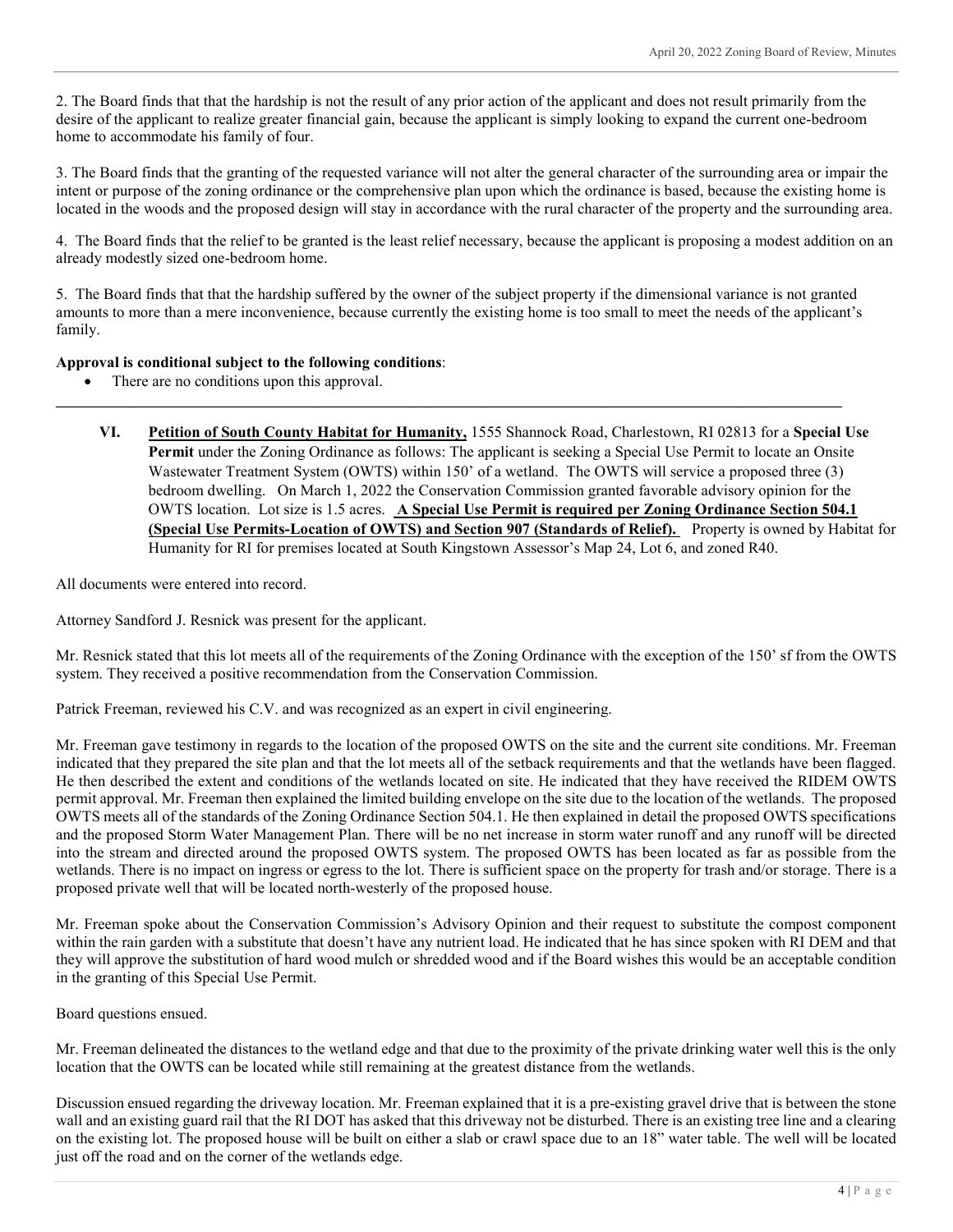2. The Board finds that that the hardship is not the result of any prior action of the applicant and does not result primarily from the desire of the applicant to realize greater financial gain, because the applicant is simply looking to expand the current one-bedroom home to accommodate his family of four.

3. The Board finds that the granting of the requested variance will not alter the general character of the surrounding area or impair the intent or purpose of the zoning ordinance or the comprehensive plan upon which the ordinance is based, because the existing home is located in the woods and the proposed design will stay in accordance with the rural character of the property and the surrounding area.

4. The Board finds that the relief to be granted is the least relief necessary, because the applicant is proposing a modest addition on an already modestly sized one-bedroom home.

5. The Board finds that that the hardship suffered by the owner of the subject property if the dimensional variance is not granted amounts to more than a mere inconvenience, because currently the existing home is too small to meet the needs of the applicant's family.

**Approval is conditional subject to the following conditions**:

- There are no conditions upon this approval.

---

**VI. Petition of South County Habitat for Humanity,** 1555 Shannock Road, Charlestown, RI 02813 for a **Special Use Permit** under the Zoning Ordinance as follows: The applicant is seeking a Special Use Permit to locate an Onsite Wastewater Treatment System (OWTS) within 150' of a wetland. The OWTS will service a proposed three (3) bedroom dwelling. On March 1, 2022 the Conservation Commission granted favorable advisory opinion for the OWTS location. Lot size is 1.5 acres. **A Special Use Permit is required per Zoning Ordinance Section 504.1 (Special Use Permits-Location of OWTS) and Section 907 (Standards of Relief).** Property is owned by Habitat for Humanity for RI for premises located at South Kingstown Assessor's Map 24, Lot 6, and zoned R40.

All documents were entered into record.

Attorney Sandford J. Resnick was present for the applicant.

Mr. Resnick stated that this lot meets all of the requirements of the Zoning Ordinance with the exception of the 150' sf from the OWTS system. They received a positive recommendation from the Conservation Commission.

Patrick Freeman, reviewed his C.V. and was recognized as an expert in civil engineering.

Mr. Freeman gave testimony in regards to the location of the proposed OWTS on the site and the current site conditions. Mr. Freeman indicated that they prepared the site plan and that the lot meets all of the setback requirements and that the wetlands have been flagged. He then described the extent and conditions of the wetlands located on site. He indicated that they have received the RIDEM OWTS permit approval. Mr. Freeman then explained the limited building envelope on the site due to the location of the wetlands. The proposed OWTS meets all of the standards of the Zoning Ordinance Section 504.1. He then explained in detail the proposed OWTS specifications and the proposed Storm Water Management Plan. There will be no net increase in storm water runoff and any runoff will be directed into the stream and directed around the proposed OWTS system. The proposed OWTS has been located as far as possible from the wetlands. There is no impact on ingress or egress to the lot. There is sufficient space on the property for trash and/or storage. There is a proposed private well that will be located north-westerly of the proposed house.

Mr. Freeman spoke about the Conservation Commission's Advisory Opinion and their request to substitute the compost component within the rain garden with a substitute that doesn't have any nutrient load. He indicated that he has since spoken with RI DEM and that they will approve the substitution of hard wood mulch or shredded wood and if the Board wishes this would be an acceptable condition in the granting of this Special Use Permit.

Board questions ensued.

Mr. Freeman delineated the distances to the wetland edge and that due to the proximity of the private drinking water well this is the only location that the OWTS can be located while still remaining at the greatest distance from the wetlands.

Discussion ensued regarding the driveway location. Mr. Freeman explained that it is a pre-existing gravel drive that is between the stone wall and an existing guard rail that the RI DOT has asked that this driveway not be disturbed. There is an existing tree line and a clearing on the existing lot. The proposed house will be built on either a slab or crawl space due to an 18" water table. The well will be located just off the road and on the corner of the wetlands edge.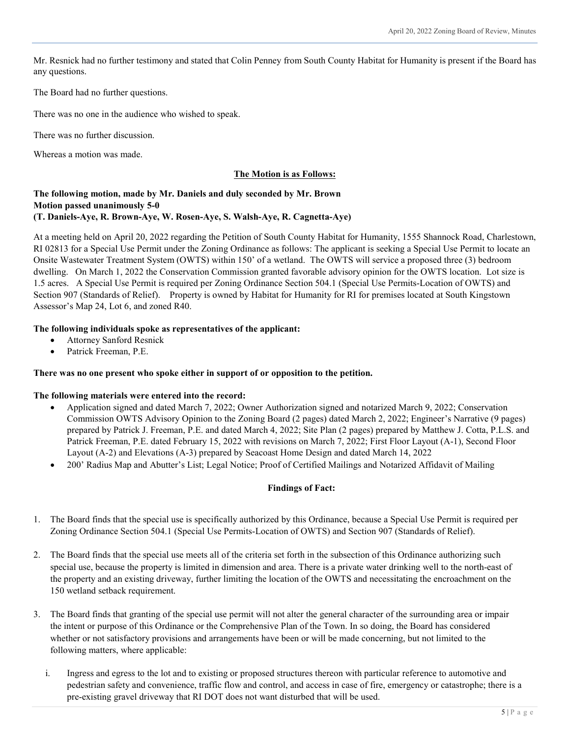Mr. Resnick had no further testimony and stated that Colin Penney from South County Habitat for Humanity is present if the Board has any questions.

The Board had no further questions.

There was no one in the audience who wished to speak.

There was no further discussion.

Whereas a motion was made.

**The Motion is as Follows:**

**The following motion, made by Mr. Daniels and duly seconded by Mr. Brown**
**Motion passed unanimously 5-0**
**(T. Daniels-Aye, R. Brown-Aye, W. Rosen-Aye, S. Walsh-Aye, R. Cagnetta-Aye)**

At a meeting held on April 20, 2022 regarding the Petition of South County Habitat for Humanity, 1555 Shannock Road, Charlestown, RI 02813 for a Special Use Permit under the Zoning Ordinance as follows: The applicant is seeking a Special Use Permit to locate an Onsite Wastewater Treatment System (OWTS) within 150' of a wetland. The OWTS will service a proposed three (3) bedroom dwelling. On March 1, 2022 the Conservation Commission granted favorable advisory opinion for the OWTS location. Lot size is 1.5 acres. A Special Use Permit is required per Zoning Ordinance Section 504.1 (Special Use Permits-Location of OWTS) and Section 907 (Standards of Relief). Property is owned by Habitat for Humanity for RI for premises located at South Kingstown Assessor's Map 24, Lot 6, and zoned R40.

**The following individuals spoke as representatives of the applicant:**

- Attorney Sanford Resnick
- Patrick Freeman, P.E.

**There was no one present who spoke either in support of or opposition to the petition.**

**The following materials were entered into the record:**

- Application signed and dated March 7, 2022; Owner Authorization signed and notarized March 9, 2022; Conservation Commission OWTS Advisory Opinion to the Zoning Board (2 pages) dated March 2, 2022; Engineer's Narrative (9 pages) prepared by Patrick J. Freeman, P.E. and dated March 4, 2022; Site Plan (2 pages) prepared by Matthew J. Cotta, P.L.S. and Patrick Freeman, P.E. dated February 15, 2022 with revisions on March 7, 2022; First Floor Layout (A-1), Second Floor Layout (A-2) and Elevations (A-3) prepared by Seacoast Home Design and dated March 14, 2022
- 200' Radius Map and Abutter's List; Legal Notice; Proof of Certified Mailings and Notarized Affidavit of Mailing

**Findings of Fact:**

1. The Board finds that the special use is specifically authorized by this Ordinance, because a Special Use Permit is required per Zoning Ordinance Section 504.1 (Special Use Permits-Location of OWTS) and Section 907 (Standards of Relief).

2. The Board finds that the special use meets all of the criteria set forth in the subsection of this Ordinance authorizing such special use, because the property is limited in dimension and area. There is a private water drinking well to the north-east of the property and an existing driveway, further limiting the location of the OWTS and necessitating the encroachment on the 150 wetland setback requirement.

3. The Board finds that granting of the special use permit will not alter the general character of the surrounding area or impair the intent or purpose of this Ordinance or the Comprehensive Plan of the Town. In so doing, the Board has considered whether or not satisfactory provisions and arrangements have been or will be made concerning, but not limited to the following matters, where applicable:

   i. Ingress and egress to the lot and to existing or proposed structures thereon with particular reference to automotive and pedestrian safety and convenience, traffic flow and control, and access in case of fire, emergency or catastrophe; there is a pre-existing gravel driveway that RI DOT does not want disturbed that will be used.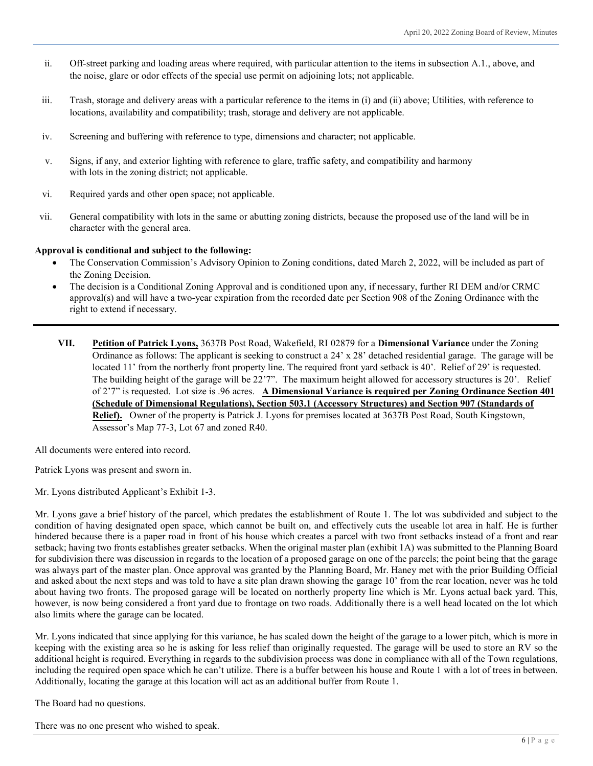ii. Off-street parking and loading areas where required, with particular attention to the items in subsection A.1., above, and the noise, glare or odor effects of the special use permit on adjoining lots; not applicable.

iii. Trash, storage and delivery areas with a particular reference to the items in (i) and (ii) above; Utilities, with reference to locations, availability and compatibility; trash, storage and delivery are not applicable.

iv. Screening and buffering with reference to type, dimensions and character; not applicable.

v. Signs, if any, and exterior lighting with reference to glare, traffic safety, and compatibility and harmony with lots in the zoning district; not applicable.

vi. Required yards and other open space; not applicable.

vii. General compatibility with lots in the same or abutting zoning districts, because the proposed use of the land will be in character with the general area.

**Approval is conditional and subject to the following:**

- The Conservation Commission's Advisory Opinion to Zoning conditions, dated March 2, 2022, will be included as part of the Zoning Decision.
- The decision is a Conditional Zoning Approval and is conditioned upon any, if necessary, further RI DEM and/or CRMC approval(s) and will have a two-year expiration from the recorded date per Section 908 of the Zoning Ordinance with the right to extend if necessary.

---

**VII. Petition of Patrick Lyons,** 3637B Post Road, Wakefield, RI 02879 for a **Dimensional Variance** under the Zoning Ordinance as follows: The applicant is seeking to construct a 24' x 28' detached residential garage. The garage will be located 11' from the northerly front property line. The required front yard setback is 40'. Relief of 29' is requested. The building height of the garage will be 22'7". The maximum height allowed for accessory structures is 20'. Relief of 2'7" is requested. Lot size is .96 acres. **A Dimensional Variance is required per Zoning Ordinance Section 401 (Schedule of Dimensional Regulations), Section 503.1 (Accessory Structures) and Section 907 (Standards of Relief).** Owner of the property is Patrick J. Lyons for premises located at 3637B Post Road, South Kingstown, Assessor's Map 77-3, Lot 67 and zoned R40.

All documents were entered into record.

Patrick Lyons was present and sworn in.

Mr. Lyons distributed Applicant's Exhibit 1-3.

Mr. Lyons gave a brief history of the parcel, which predates the establishment of Route 1. The lot was subdivided and subject to the condition of having designated open space, which cannot be built on, and effectively cuts the useable lot area in half. He is further hindered because there is a paper road in front of his house which creates a parcel with two front setbacks instead of a front and rear setback; having two fronts establishes greater setbacks. When the original master plan (exhibit 1A) was submitted to the Planning Board for subdivision there was discussion in regards to the location of a proposed garage on one of the parcels; the point being that the garage was always part of the master plan. Once approval was granted by the Planning Board, Mr. Haney met with the prior Building Official and asked about the next steps and was told to have a site plan drawn showing the garage 10' from the rear location, never was he told about having two fronts. The proposed garage will be located on northerly property line which is Mr. Lyons actual back yard. This, however, is now being considered a front yard due to frontage on two roads. Additionally there is a well head located on the lot which also limits where the garage can be located.

Mr. Lyons indicated that since applying for this variance, he has scaled down the height of the garage to a lower pitch, which is more in keeping with the existing area so he is asking for less relief than originally requested. The garage will be used to store an RV so the additional height is required. Everything in regards to the subdivision process was done in compliance with all of the Town regulations, including the required open space which he can't utilize. There is a buffer between his house and Route 1 with a lot of trees in between. Additionally, locating the garage at this location will act as an additional buffer from Route 1.

The Board had no questions.

There was no one present who wished to speak.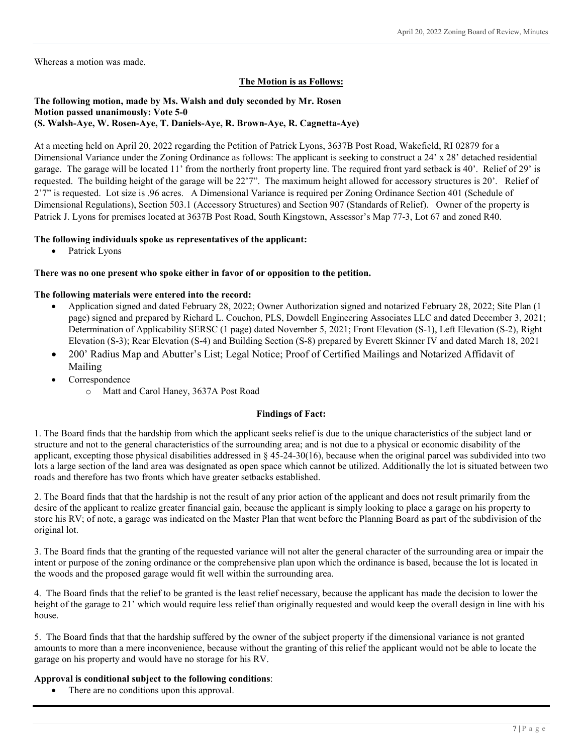Whereas a motion was made.

**The Motion is as Follows:**

**The following motion, made by Ms. Walsh and duly seconded by Mr. Rosen**
**Motion passed unanimously: Vote 5-0**
**(S. Walsh-Aye, W. Rosen-Aye, T. Daniels-Aye, R. Brown-Aye, R. Cagnetta-Aye)**

At a meeting held on April 20, 2022 regarding the Petition of Patrick Lyons, 3637B Post Road, Wakefield, RI 02879 for a Dimensional Variance under the Zoning Ordinance as follows: The applicant is seeking to construct a 24' x 28' detached residential garage. The garage will be located 11' from the northerly front property line. The required front yard setback is 40'. Relief of 29' is requested. The building height of the garage will be 22'7". The maximum height allowed for accessory structures is 20'. Relief of 2'7" is requested. Lot size is .96 acres. A Dimensional Variance is required per Zoning Ordinance Section 401 (Schedule of Dimensional Regulations), Section 503.1 (Accessory Structures) and Section 907 (Standards of Relief). Owner of the property is Patrick J. Lyons for premises located at 3637B Post Road, South Kingstown, Assessor's Map 77-3, Lot 67 and zoned R40.

**The following individuals spoke as representatives of the applicant:**

- Patrick Lyons

**There was no one present who spoke either in favor of or opposition to the petition.**

**The following materials were entered into the record:**

- Application signed and dated February 28, 2022; Owner Authorization signed and notarized February 28, 2022; Site Plan (1 page) signed and prepared by Richard L. Couchon, PLS, Dowdell Engineering Associates LLC and dated December 3, 2021; Determination of Applicability SERSC (1 page) dated November 5, 2021; Front Elevation (S-1), Left Elevation (S-2), Right Elevation (S-3); Rear Elevation (S-4) and Building Section (S-8) prepared by Everett Skinner IV and dated March 18, 2021
- 200' Radius Map and Abutter's List; Legal Notice; Proof of Certified Mailings and Notarized Affidavit of Mailing
- Correspondence
  - Matt and Carol Haney, 3637A Post Road

**Findings of Fact:**

1. The Board finds that the hardship from which the applicant seeks relief is due to the unique characteristics of the subject land or structure and not to the general characteristics of the surrounding area; and is not due to a physical or economic disability of the applicant, excepting those physical disabilities addressed in § 45-24-30(16), because when the original parcel was subdivided into two lots a large section of the land area was designated as open space which cannot be utilized. Additionally the lot is situated between two roads and therefore has two fronts which have greater setbacks established.

2. The Board finds that that the hardship is not the result of any prior action of the applicant and does not result primarily from the desire of the applicant to realize greater financial gain, because the applicant is simply looking to place a garage on his property to store his RV; of note, a garage was indicated on the Master Plan that went before the Planning Board as part of the subdivision of the original lot.

3. The Board finds that the granting of the requested variance will not alter the general character of the surrounding area or impair the intent or purpose of the zoning ordinance or the comprehensive plan upon which the ordinance is based, because the lot is located in the woods and the proposed garage would fit well within the surrounding area.

4. The Board finds that the relief to be granted is the least relief necessary, because the applicant has made the decision to lower the height of the garage to 21' which would require less relief than originally requested and would keep the overall design in line with his house.

5. The Board finds that that the hardship suffered by the owner of the subject property if the dimensional variance is not granted amounts to more than a mere inconvenience, because without the granting of this relief the applicant would not be able to locate the garage on his property and would have no storage for his RV.

**Approval is conditional subject to the following conditions**:

- There are no conditions upon this approval.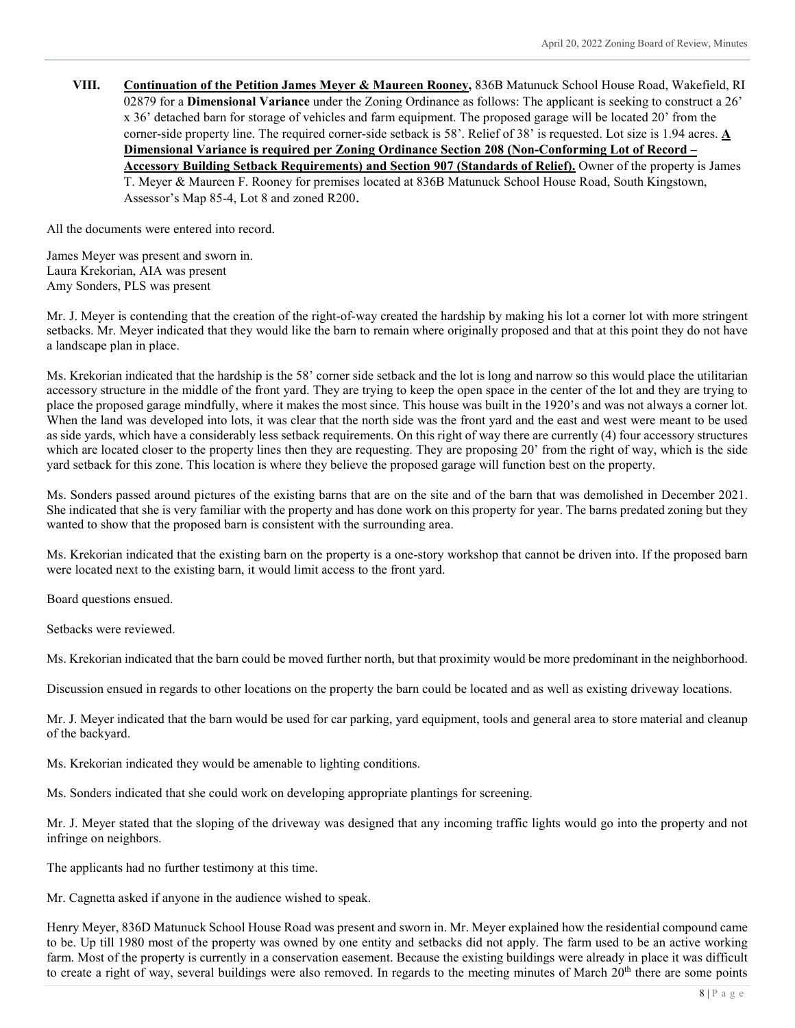**VIII. Continuation of the Petition James Meyer & Maureen Rooney,** 836B Matunuck School House Road, Wakefield, RI 02879 for a **Dimensional Variance** under the Zoning Ordinance as follows: The applicant is seeking to construct a 26' x 36' detached barn for storage of vehicles and farm equipment. The proposed garage will be located 20' from the corner-side property line. The required corner-side setback is 58'. Relief of 38' is requested. Lot size is 1.94 acres. **A Dimensional Variance is required per Zoning Ordinance Section 208 (Non-Conforming Lot of Record – Accessory Building Setback Requirements) and Section 907 (Standards of Relief).** Owner of the property is James T. Meyer & Maureen F. Rooney for premises located at 836B Matunuck School House Road, South Kingstown, Assessor's Map 85-4, Lot 8 and zoned R200**.**

All the documents were entered into record.

James Meyer was present and sworn in.
Laura Krekorian, AIA was present
Amy Sonders, PLS was present

Mr. J. Meyer is contending that the creation of the right-of-way created the hardship by making his lot a corner lot with more stringent setbacks. Mr. Meyer indicated that they would like the barn to remain where originally proposed and that at this point they do not have a landscape plan in place.

Ms. Krekorian indicated that the hardship is the 58' corner side setback and the lot is long and narrow so this would place the utilitarian accessory structure in the middle of the front yard. They are trying to keep the open space in the center of the lot and they are trying to place the proposed garage mindfully, where it makes the most since. This house was built in the 1920's and was not always a corner lot. When the land was developed into lots, it was clear that the north side was the front yard and the east and west were meant to be used as side yards, which have a considerably less setback requirements. On this right of way there are currently (4) four accessory structures which are located closer to the property lines then they are requesting. They are proposing 20' from the right of way, which is the side yard setback for this zone. This location is where they believe the proposed garage will function best on the property.

Ms. Sonders passed around pictures of the existing barns that are on the site and of the barn that was demolished in December 2021. She indicated that she is very familiar with the property and has done work on this property for year. The barns predated zoning but they wanted to show that the proposed barn is consistent with the surrounding area.

Ms. Krekorian indicated that the existing barn on the property is a one-story workshop that cannot be driven into. If the proposed barn were located next to the existing barn, it would limit access to the front yard.

Board questions ensued.

Setbacks were reviewed.

Ms. Krekorian indicated that the barn could be moved further north, but that proximity would be more predominant in the neighborhood.

Discussion ensued in regards to other locations on the property the barn could be located and as well as existing driveway locations.

Mr. J. Meyer indicated that the barn would be used for car parking, yard equipment, tools and general area to store material and cleanup of the backyard.

Ms. Krekorian indicated they would be amenable to lighting conditions.

Ms. Sonders indicated that she could work on developing appropriate plantings for screening.

Mr. J. Meyer stated that the sloping of the driveway was designed that any incoming traffic lights would go into the property and not infringe on neighbors.

The applicants had no further testimony at this time.

Mr. Cagnetta asked if anyone in the audience wished to speak.

Henry Meyer, 836D Matunuck School House Road was present and sworn in. Mr. Meyer explained how the residential compound came to be. Up till 1980 most of the property was owned by one entity and setbacks did not apply. The farm used to be an active working farm. Most of the property is currently in a conservation easement. Because the existing buildings were already in place it was difficult to create a right of way, several buildings were also removed. In regards to the meeting minutes of March 20th there are some points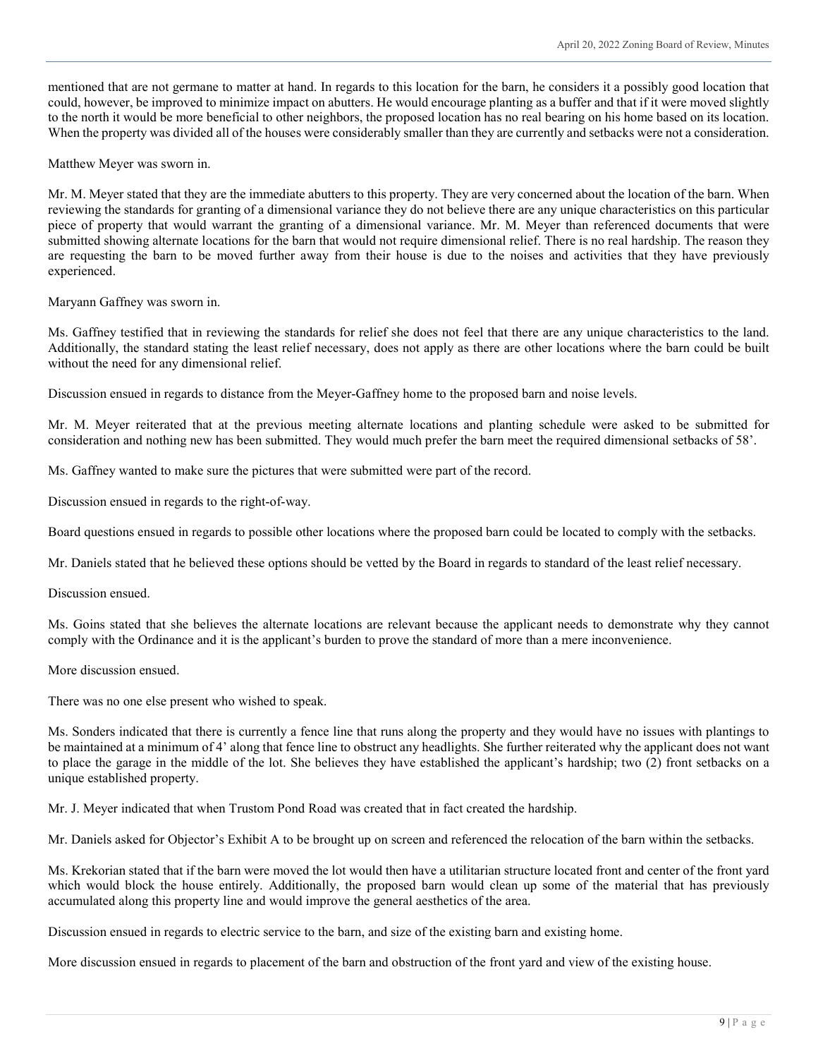mentioned that are not germane to matter at hand. In regards to this location for the barn, he considers it a possibly good location that could, however, be improved to minimize impact on abutters. He would encourage planting as a buffer and that if it were moved slightly to the north it would be more beneficial to other neighbors, the proposed location has no real bearing on his home based on its location. When the property was divided all of the houses were considerably smaller than they are currently and setbacks were not a consideration.

Matthew Meyer was sworn in.

Mr. M. Meyer stated that they are the immediate abutters to this property. They are very concerned about the location of the barn. When reviewing the standards for granting of a dimensional variance they do not believe there are any unique characteristics on this particular piece of property that would warrant the granting of a dimensional variance. Mr. M. Meyer than referenced documents that were submitted showing alternate locations for the barn that would not require dimensional relief. There is no real hardship. The reason they are requesting the barn to be moved further away from their house is due to the noises and activities that they have previously experienced.

Maryann Gaffney was sworn in.

Ms. Gaffney testified that in reviewing the standards for relief she does not feel that there are any unique characteristics to the land. Additionally, the standard stating the least relief necessary, does not apply as there are other locations where the barn could be built without the need for any dimensional relief.

Discussion ensued in regards to distance from the Meyer-Gaffney home to the proposed barn and noise levels.

Mr. M. Meyer reiterated that at the previous meeting alternate locations and planting schedule were asked to be submitted for consideration and nothing new has been submitted. They would much prefer the barn meet the required dimensional setbacks of 58'.

Ms. Gaffney wanted to make sure the pictures that were submitted were part of the record.

Discussion ensued in regards to the right-of-way.

Board questions ensued in regards to possible other locations where the proposed barn could be located to comply with the setbacks.

Mr. Daniels stated that he believed these options should be vetted by the Board in regards to standard of the least relief necessary.

Discussion ensued.

Ms. Goins stated that she believes the alternate locations are relevant because the applicant needs to demonstrate why they cannot comply with the Ordinance and it is the applicant's burden to prove the standard of more than a mere inconvenience.

More discussion ensued.

There was no one else present who wished to speak.

Ms. Sonders indicated that there is currently a fence line that runs along the property and they would have no issues with plantings to be maintained at a minimum of 4' along that fence line to obstruct any headlights. She further reiterated why the applicant does not want to place the garage in the middle of the lot. She believes they have established the applicant's hardship; two (2) front setbacks on a unique established property.

Mr. J. Meyer indicated that when Trustom Pond Road was created that in fact created the hardship.

Mr. Daniels asked for Objector's Exhibit A to be brought up on screen and referenced the relocation of the barn within the setbacks.

Ms. Krekorian stated that if the barn were moved the lot would then have a utilitarian structure located front and center of the front yard which would block the house entirely. Additionally, the proposed barn would clean up some of the material that has previously accumulated along this property line and would improve the general aesthetics of the area.

Discussion ensued in regards to electric service to the barn, and size of the existing barn and existing home.

More discussion ensued in regards to placement of the barn and obstruction of the front yard and view of the existing house.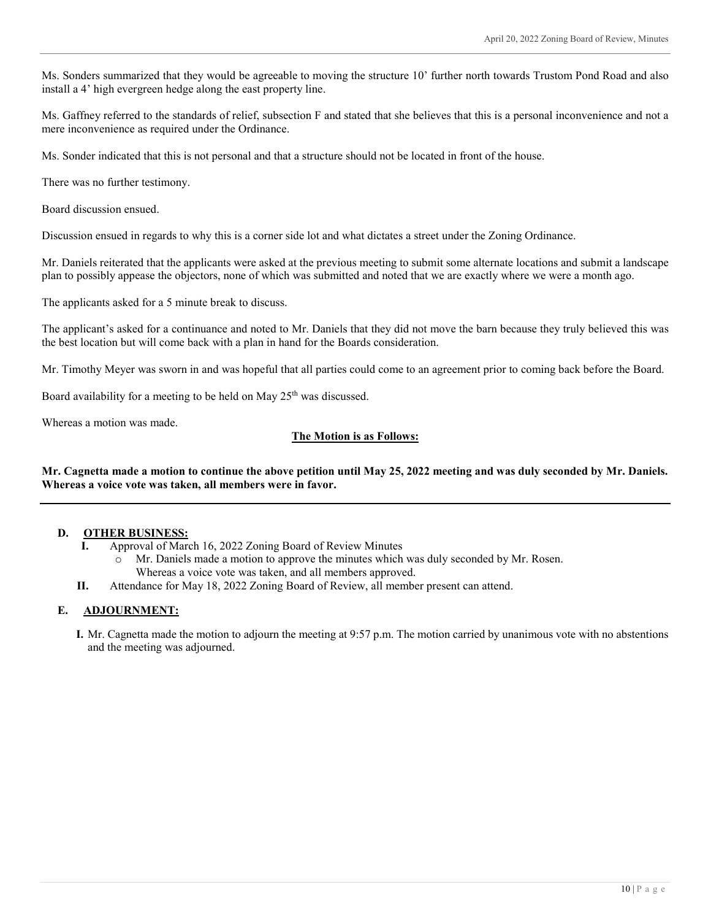Ms. Sonders summarized that they would be agreeable to moving the structure 10' further north towards Trustom Pond Road and also install a 4' high evergreen hedge along the east property line.

Ms. Gaffney referred to the standards of relief, subsection F and stated that she believes that this is a personal inconvenience and not a mere inconvenience as required under the Ordinance.

Ms. Sonder indicated that this is not personal and that a structure should not be located in front of the house.

There was no further testimony.

Board discussion ensued.

Discussion ensued in regards to why this is a corner side lot and what dictates a street under the Zoning Ordinance.

Mr. Daniels reiterated that the applicants were asked at the previous meeting to submit some alternate locations and submit a landscape plan to possibly appease the objectors, none of which was submitted and noted that we are exactly where we were a month ago.

The applicants asked for a 5 minute break to discuss.

The applicant's asked for a continuance and noted to Mr. Daniels that they did not move the barn because they truly believed this was the best location but will come back with a plan in hand for the Boards consideration.

Mr. Timothy Meyer was sworn in and was hopeful that all parties could come to an agreement prior to coming back before the Board.

Board availability for a meeting to be held on May 25th was discussed.

Whereas a motion was made.

**The Motion is as Follows:**

**Mr. Cagnetta made a motion to continue the above petition until May 25, 2022 meeting and was duly seconded by Mr. Daniels. Whereas a voice vote was taken, all members were in favor.**

---

## D. OTHER BUSINESS:

**I.** Approval of March 16, 2022 Zoning Board of Review Minutes

- Mr. Daniels made a motion to approve the minutes which was duly seconded by Mr. Rosen. Whereas a voice vote was taken, and all members approved.

**II.** Attendance for May 18, 2022 Zoning Board of Review, all member present can attend.

## E. ADJOURNMENT:

**I.** Mr. Cagnetta made the motion to adjourn the meeting at 9:57 p.m. The motion carried by unanimous vote with no abstentions and the meeting was adjourned.